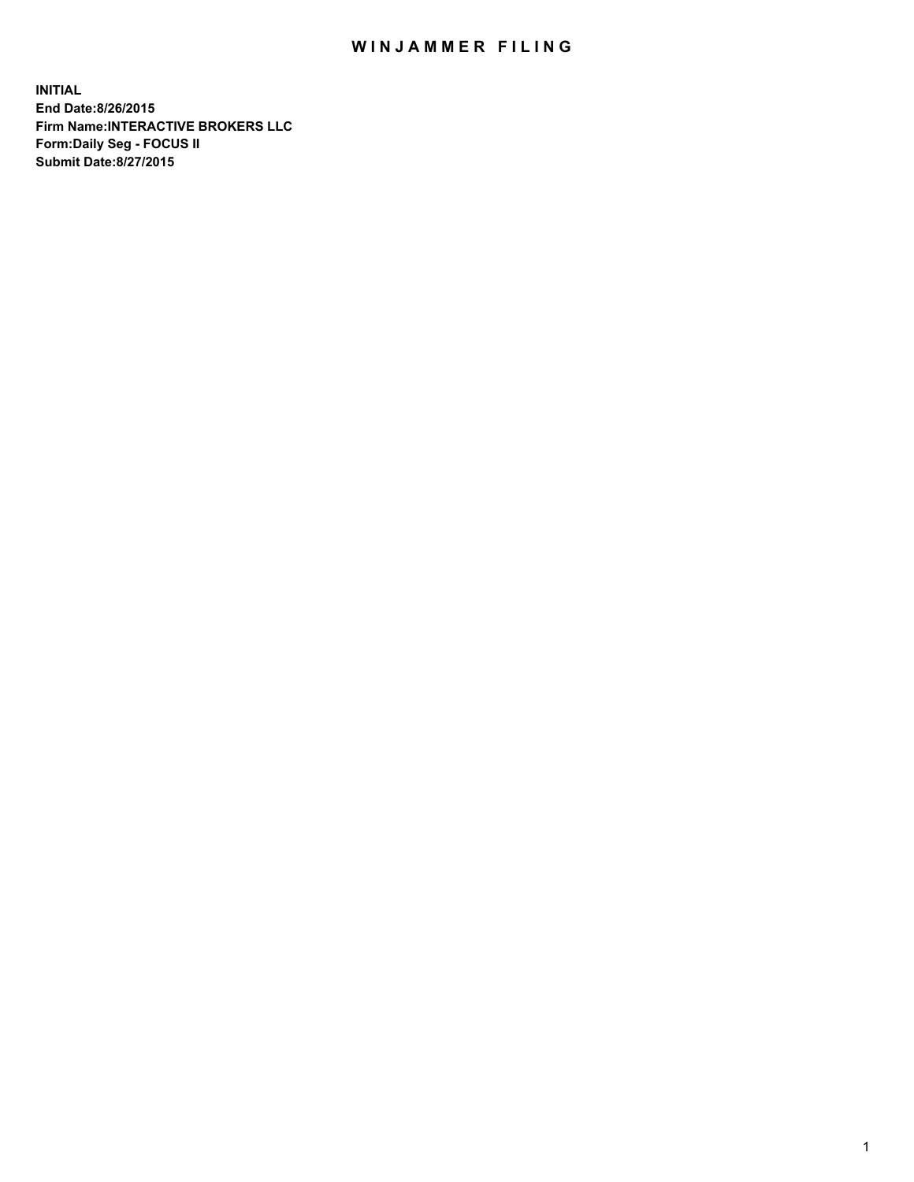# WINJAMMER FILING

**INITIAL**
**End Date:8/26/2015**
**Firm Name:INTERACTIVE BROKERS LLC**
**Form:Daily Seg - FOCUS II**
**Submit Date:8/27/2015**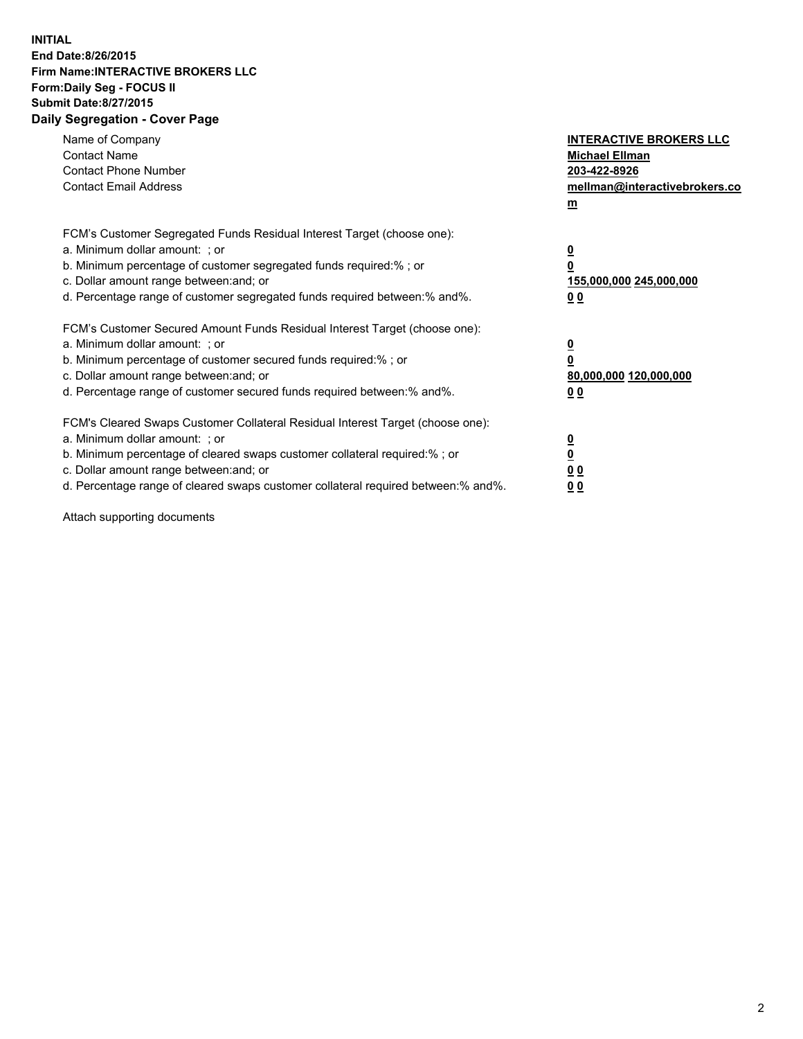**INITIAL**
**End Date:8/26/2015**
**Firm Name:INTERACTIVE BROKERS LLC**
**Form:Daily Seg - FOCUS II**
**Submit Date:8/27/2015**

## Daily Segregation - Cover Page

| | |
|---|---|
| Name of Company | **INTERACTIVE BROKERS LLC** |
| Contact Name | **Michael Ellman** |
| Contact Phone Number | **203-422-8926** |
| Contact Email Address | **mellman@interactivebrokers.com** |

FCM's Customer Segregated Funds Residual Interest Target (choose one):

| | |
|---|---|
| a. Minimum dollar amount: ; or | **0** |
| b. Minimum percentage of customer segregated funds required:% ; or | **0** |
| c. Dollar amount range between:and; or | **155,000,000 245,000,000** |
| d. Percentage range of customer segregated funds required between:% and%. | **0 0** |

FCM's Customer Secured Amount Funds Residual Interest Target (choose one):

| | |
|---|---|
| a. Minimum dollar amount: ; or | **0** |
| b. Minimum percentage of customer secured funds required:% ; or | **0** |
| c. Dollar amount range between:and; or | **80,000,000 120,000,000** |
| d. Percentage range of customer secured funds required between:% and%. | **0 0** |

FCM's Cleared Swaps Customer Collateral Residual Interest Target (choose one):

| | |
|---|---|
| a. Minimum dollar amount: ; or | **0** |
| b. Minimum percentage of cleared swaps customer collateral required:% ; or | **0** |
| c. Dollar amount range between:and; or | **0 0** |
| d. Percentage range of cleared swaps customer collateral required between:% and%. | **0 0** |

Attach supporting documents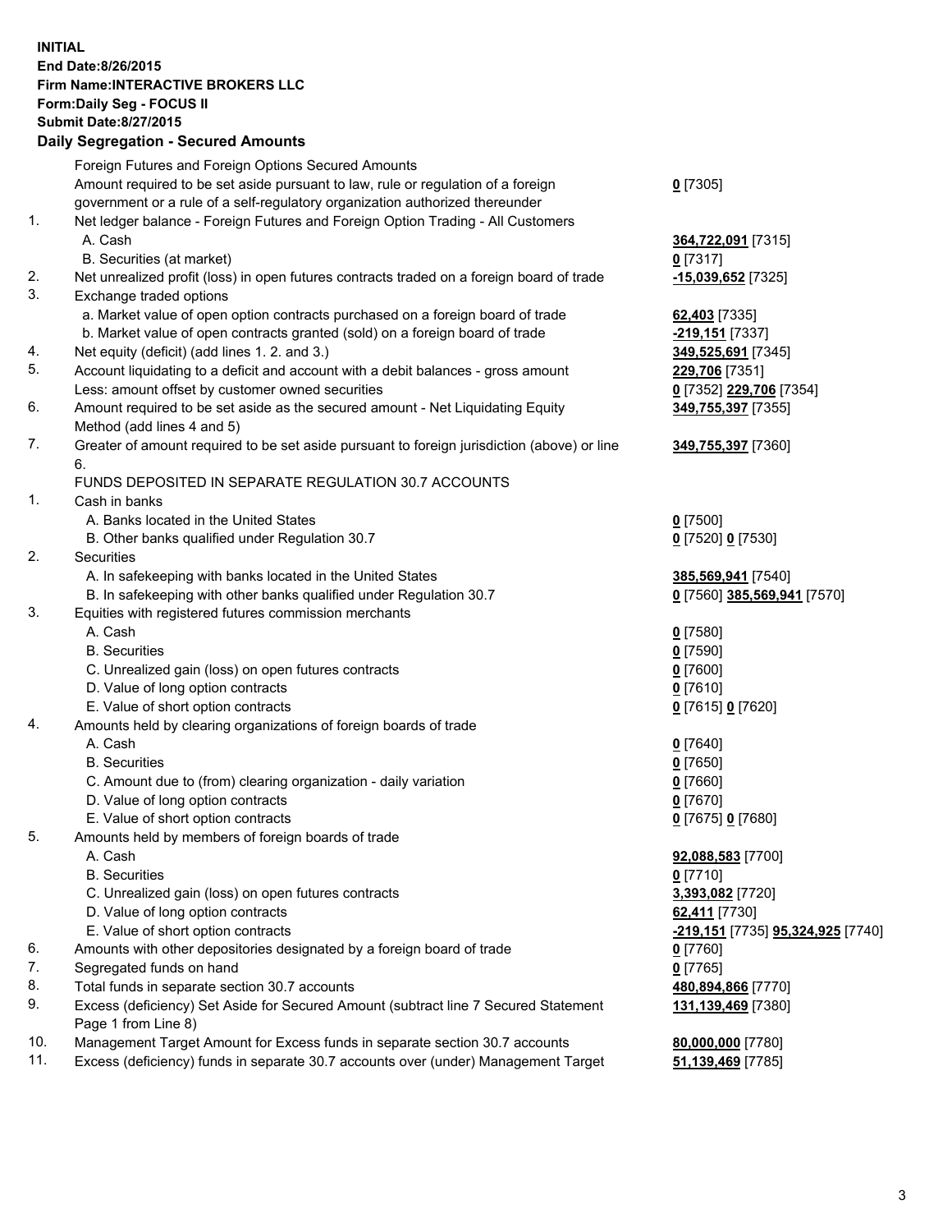**INITIAL**
**End Date:8/26/2015**
**Firm Name:INTERACTIVE BROKERS LLC**
**Form:Daily Seg - FOCUS II**
**Submit Date:8/27/2015**

## Daily Segregation - Secured Amounts

| | | |
|---|---|---|
| | Foreign Futures and Foreign Options Secured Amounts | |
| | Amount required to be set aside pursuant to law, rule or regulation of a foreign government or a rule of a self-regulatory organization authorized thereunder | **0** [7305] |
| 1. | Net ledger balance - Foreign Futures and Foreign Option Trading - All Customers | |
| | A. Cash | **364,722,091** [7315] |
| | B. Securities (at market) | **0** [7317] |
| 2. | Net unrealized profit (loss) in open futures contracts traded on a foreign board of trade | **-15,039,652** [7325] |
| 3. | Exchange traded options | |
| | a. Market value of open option contracts purchased on a foreign board of trade | **62,403** [7335] |
| | b. Market value of open contracts granted (sold) on a foreign board of trade | **-219,151** [7337] |
| 4. | Net equity (deficit) (add lines 1. 2. and 3.) | **349,525,691** [7345] |
| 5. | Account liquidating to a deficit and account with a debit balances - gross amount | **229,706** [7351] |
| | Less: amount offset by customer owned securities | **0** [7352] **229,706** [7354] |
| 6. | Amount required to be set aside as the secured amount - Net Liquidating Equity Method (add lines 4 and 5) | **349,755,397** [7355] |
| 7. | Greater of amount required to be set aside pursuant to foreign jurisdiction (above) or line 6. | **349,755,397** [7360] |
| | FUNDS DEPOSITED IN SEPARATE REGULATION 30.7 ACCOUNTS | |
| 1. | Cash in banks | |
| | A. Banks located in the United States | **0** [7500] |
| | B. Other banks qualified under Regulation 30.7 | **0** [7520] **0** [7530] |
| 2. | Securities | |
| | A. In safekeeping with banks located in the United States | **385,569,941** [7540] |
| | B. In safekeeping with other banks qualified under Regulation 30.7 | **0** [7560] **385,569,941** [7570] |
| 3. | Equities with registered futures commission merchants | |
| | A. Cash | **0** [7580] |
| | B. Securities | **0** [7590] |
| | C. Unrealized gain (loss) on open futures contracts | **0** [7600] |
| | D. Value of long option contracts | **0** [7610] |
| | E. Value of short option contracts | **0** [7615] **0** [7620] |
| 4. | Amounts held by clearing organizations of foreign boards of trade | |
| | A. Cash | **0** [7640] |
| | B. Securities | **0** [7650] |
| | C. Amount due to (from) clearing organization - daily variation | **0** [7660] |
| | D. Value of long option contracts | **0** [7670] |
| | E. Value of short option contracts | **0** [7675] **0** [7680] |
| 5. | Amounts held by members of foreign boards of trade | |
| | A. Cash | **92,088,583** [7700] |
| | B. Securities | **0** [7710] |
| | C. Unrealized gain (loss) on open futures contracts | **3,393,082** [7720] |
| | D. Value of long option contracts | **62,411** [7730] |
| | E. Value of short option contracts | **-219,151** [7735] **95,324,925** [7740] |
| 6. | Amounts with other depositories designated by a foreign board of trade | **0** [7760] |
| 7. | Segregated funds on hand | **0** [7765] |
| 8. | Total funds in separate section 30.7 accounts | **480,894,866** [7770] |
| 9. | Excess (deficiency) Set Aside for Secured Amount (subtract line 7 Secured Statement Page 1 from Line 8) | **131,139,469** [7380] |
| 10. | Management Target Amount for Excess funds in separate section 30.7 accounts | **80,000,000** [7780] |
| 11. | Excess (deficiency) funds in separate 30.7 accounts over (under) Management Target | **51,139,469** [7785] |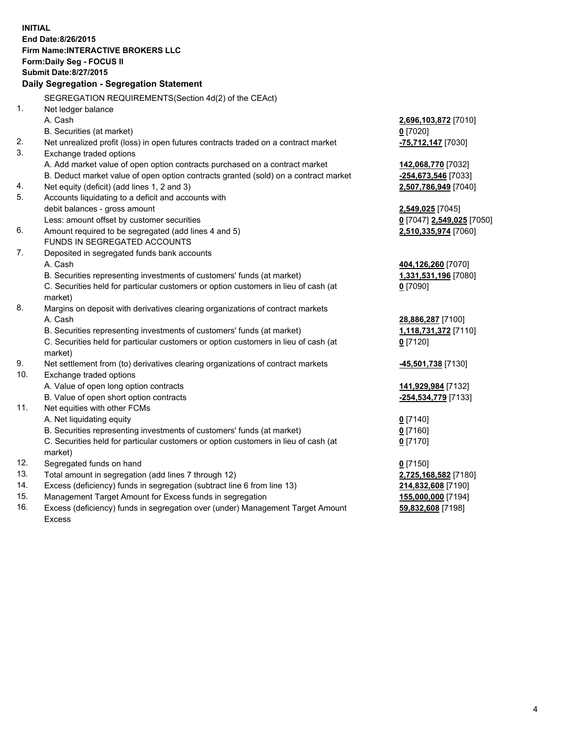**INITIAL**
**End Date:8/26/2015**
**Firm Name:INTERACTIVE BROKERS LLC**
**Form:Daily Seg - FOCUS II**
**Submit Date:8/27/2015**

## Daily Segregation - Segregation Statement

| | | |
|---|---|---|
| | SEGREGATION REQUIREMENTS(Section 4d(2) of the CEAct) | |
| 1. | Net ledger balance | |
| | A. Cash | **2,696,103,872** [7010] |
| | B. Securities (at market) | **0** [7020] |
| 2. | Net unrealized profit (loss) in open futures contracts traded on a contract market | **-75,712,147** [7030] |
| 3. | Exchange traded options | |
| | A. Add market value of open option contracts purchased on a contract market | **142,068,770** [7032] |
| | B. Deduct market value of open option contracts granted (sold) on a contract market | **-254,673,546** [7033] |
| 4. | Net equity (deficit) (add lines 1, 2 and 3) | **2,507,786,949** [7040] |
| 5. | Accounts liquidating to a deficit and accounts with debit balances - gross amount | **2,549,025** [7045] |
| | Less: amount offset by customer securities | **0** [7047] **2,549,025** [7050] |
| 6. | Amount required to be segregated (add lines 4 and 5) | **2,510,335,974** [7060] |
| | FUNDS IN SEGREGATED ACCOUNTS | |
| 7. | Deposited in segregated funds bank accounts | |
| | A. Cash | **404,126,260** [7070] |
| | B. Securities representing investments of customers' funds (at market) | **1,331,531,196** [7080] |
| | C. Securities held for particular customers or option customers in lieu of cash (at market) | **0** [7090] |
| 8. | Margins on deposit with derivatives clearing organizations of contract markets | |
| | A. Cash | **28,886,287** [7100] |
| | B. Securities representing investments of customers' funds (at market) | **1,118,731,372** [7110] |
| | C. Securities held for particular customers or option customers in lieu of cash (at market) | **0** [7120] |
| 9. | Net settlement from (to) derivatives clearing organizations of contract markets | **-45,501,738** [7130] |
| 10. | Exchange traded options | |
| | A. Value of open long option contracts | **141,929,984** [7132] |
| | B. Value of open short option contracts | **-254,534,779** [7133] |
| 11. | Net equities with other FCMs | |
| | A. Net liquidating equity | **0** [7140] |
| | B. Securities representing investments of customers' funds (at market) | **0** [7160] |
| | C. Securities held for particular customers or option customers in lieu of cash (at market) | **0** [7170] |
| 12. | Segregated funds on hand | **0** [7150] |
| 13. | Total amount in segregation (add lines 7 through 12) | **2,725,168,582** [7180] |
| 14. | Excess (deficiency) funds in segregation (subtract line 6 from line 13) | **214,832,608** [7190] |
| 15. | Management Target Amount for Excess funds in segregation | **155,000,000** [7194] |
| 16. | Excess (deficiency) funds in segregation over (under) Management Target Amount Excess | **59,832,608** [7198] |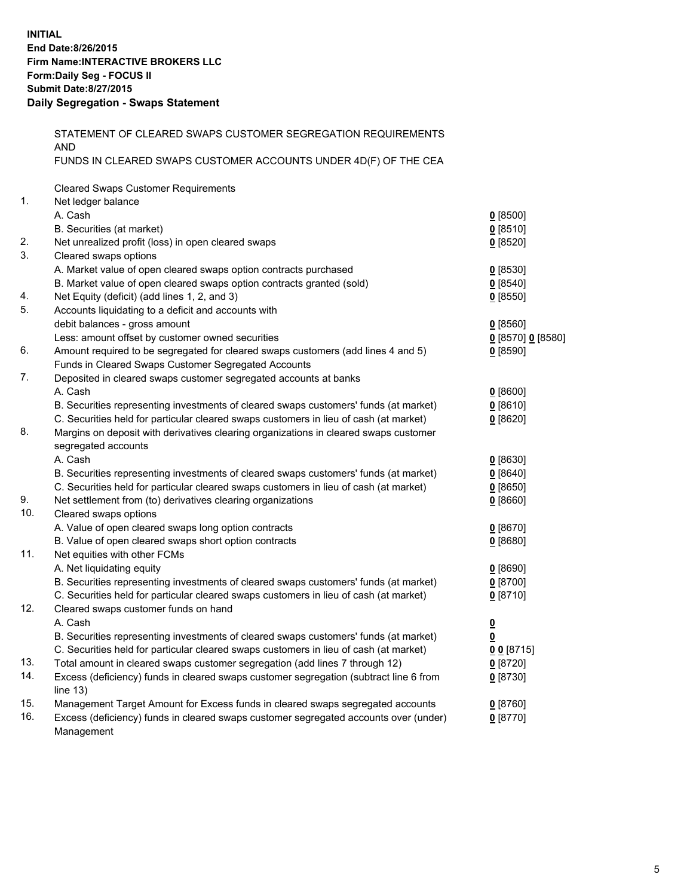**INITIAL**
**End Date:8/26/2015**
**Firm Name:INTERACTIVE BROKERS LLC**
**Form:Daily Seg - FOCUS II**
**Submit Date:8/27/2015**
**Daily Segregation - Swaps Statement**

STATEMENT OF CLEARED SWAPS CUSTOMER SEGREGATION REQUIREMENTS
AND
FUNDS IN CLEARED SWAPS CUSTOMER ACCOUNTS UNDER 4D(F) OF THE CEA

| | | |
|---|---|---|
| | Cleared Swaps Customer Requirements | |
| 1. | Net ledger balance | |
| | A. Cash | 0 [8500] |
| | B. Securities (at market) | 0 [8510] |
| 2. | Net unrealized profit (loss) in open cleared swaps | 0 [8520] |
| 3. | Cleared swaps options | |
| | A. Market value of open cleared swaps option contracts purchased | 0 [8530] |
| | B. Market value of open cleared swaps option contracts granted (sold) | 0 [8540] |
| 4. | Net Equity (deficit) (add lines 1, 2, and 3) | 0 [8550] |
| 5. | Accounts liquidating to a deficit and accounts with | |
| | debit balances - gross amount | 0 [8560] |
| | Less: amount offset by customer owned securities | 0 [8570] 0 [8580] |
| 6. | Amount required to be segregated for cleared swaps customers (add lines 4 and 5) | 0 [8590] |
| | Funds in Cleared Swaps Customer Segregated Accounts | |
| 7. | Deposited in cleared swaps customer segregated accounts at banks | |
| | A. Cash | 0 [8600] |
| | B. Securities representing investments of cleared swaps customers' funds (at market) | 0 [8610] |
| | C. Securities held for particular cleared swaps customers in lieu of cash (at market) | 0 [8620] |
| 8. | Margins on deposit with derivatives clearing organizations in cleared swaps customer segregated accounts | |
| | A. Cash | 0 [8630] |
| | B. Securities representing investments of cleared swaps customers' funds (at market) | 0 [8640] |
| | C. Securities held for particular cleared swaps customers in lieu of cash (at market) | 0 [8650] |
| 9. | Net settlement from (to) derivatives clearing organizations | 0 [8660] |
| 10. | Cleared swaps options | |
| | A. Value of open cleared swaps long option contracts | 0 [8670] |
| | B. Value of open cleared swaps short option contracts | 0 [8680] |
| 11. | Net equities with other FCMs | |
| | A. Net liquidating equity | 0 [8690] |
| | B. Securities representing investments of cleared swaps customers' funds (at market) | 0 [8700] |
| | C. Securities held for particular cleared swaps customers in lieu of cash (at market) | 0 [8710] |
| 12. | Cleared swaps customer funds on hand | |
| | A. Cash | 0 |
| | B. Securities representing investments of cleared swaps customers' funds (at market) | 0 |
| | C. Securities held for particular cleared swaps customers in lieu of cash (at market) | 0 0 [8715] |
| 13. | Total amount in cleared swaps customer segregation (add lines 7 through 12) | 0 [8720] |
| 14. | Excess (deficiency) funds in cleared swaps customer segregation (subtract line 6 from line 13) | 0 [8730] |
| 15. | Management Target Amount for Excess funds in cleared swaps segregated accounts | 0 [8760] |
| 16. | Excess (deficiency) funds in cleared swaps customer segregated accounts over (under) Management | 0 [8770] |